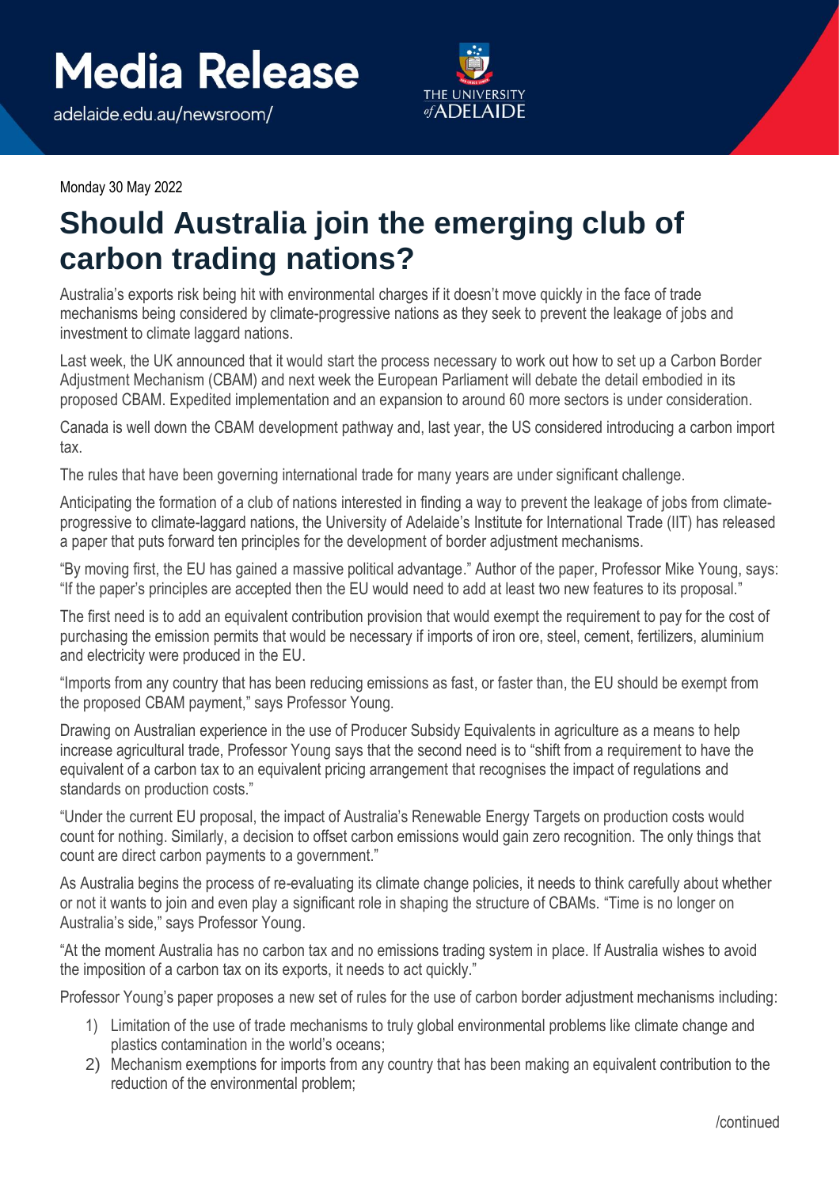# Media Release

adelaide.edu.au/newsroom/

Monday 30 May 2022

## Should Australia join the emerging club of carbon trading nations?

Australia's exports risk being hit with environmental charges if it doesn't move quickly in the face of trade mechanisms being considered by climate-progressive nations as they seek to prevent the leakage of jobs and investment to climate laggard nations.

Last week, the UK announced that it would start the process necessary to work out how to set up a Carbon Border Adjustment Mechanism (CBAM) and next week the European Parliament will debate the detail embodied in its proposed CBAM. Expedited implementation and an expansion to around 60 more sectors is under consideration.

Canada is well down the CBAM development pathway and, last year, the US considered introducing a carbon import tax.

The rules that have been governing international trade for many years are under significant challenge.

Anticipating the formation of a club of nations interested in finding a way to prevent the leakage of jobs from climate-progressive to climate-laggard nations, the University of Adelaide's Institute for International Trade (IIT) has released a paper that puts forward ten principles for the development of border adjustment mechanisms.

"By moving first, the EU has gained a massive political advantage." Author of the paper, Professor Mike Young, says: "If the paper's principles are accepted then the EU would need to add at least two new features to its proposal."

The first need is to add an equivalent contribution provision that would exempt the requirement to pay for the cost of purchasing the emission permits that would be necessary if imports of iron ore, steel, cement, fertilizers, aluminium and electricity were produced in the EU.

"Imports from any country that has been reducing emissions as fast, or faster than, the EU should be exempt from the proposed CBAM payment," says Professor Young.

Drawing on Australian experience in the use of Producer Subsidy Equivalents in agriculture as a means to help increase agricultural trade, Professor Young says that the second need is to "shift from a requirement to have the equivalent of a carbon tax to an equivalent pricing arrangement that recognises the impact of regulations and standards on production costs."

"Under the current EU proposal, the impact of Australia's Renewable Energy Targets on production costs would count for nothing. Similarly, a decision to offset carbon emissions would gain zero recognition. The only things that count are direct carbon payments to a government."

As Australia begins the process of re-evaluating its climate change policies, it needs to think carefully about whether or not it wants to join and even play a significant role in shaping the structure of CBAMs. "Time is no longer on Australia's side," says Professor Young.

"At the moment Australia has no carbon tax and no emissions trading system in place. If Australia wishes to avoid the imposition of a carbon tax on its exports, it needs to act quickly."

Professor Young's paper proposes a new set of rules for the use of carbon border adjustment mechanisms including:

1) Limitation of the use of trade mechanisms to truly global environmental problems like climate change and plastics contamination in the world's oceans;
2) Mechanism exemptions for imports from any country that has been making an equivalent contribution to the reduction of the environmental problem;

/continued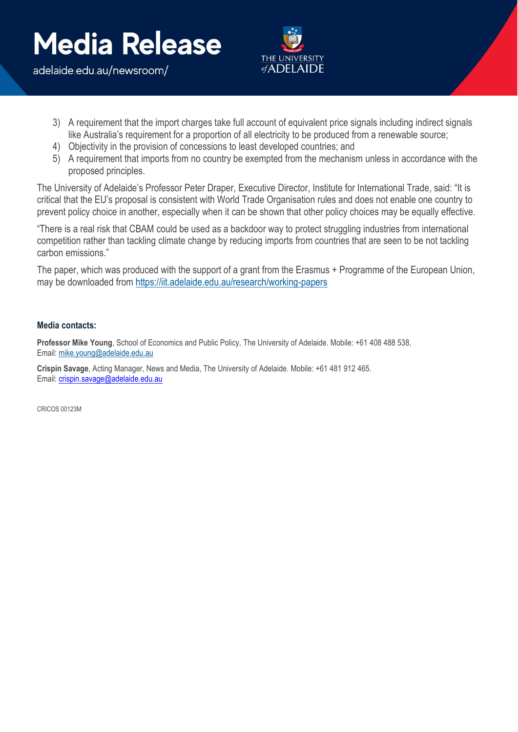3) A requirement that the import charges take full account of equivalent price signals including indirect signals like Australia's requirement for a proportion of all electricity to be produced from a renewable source;
4) Objectivity in the provision of concessions to least developed countries; and
5) A requirement that imports from no country be exempted from the mechanism unless in accordance with the proposed principles.

The University of Adelaide's Professor Peter Draper, Executive Director, Institute for International Trade, said: "It is critical that the EU's proposal is consistent with World Trade Organisation rules and does not enable one country to prevent policy choice in another, especially when it can be shown that other policy choices may be equally effective.

"There is a real risk that CBAM could be used as a backdoor way to protect struggling industries from international competition rather than tackling climate change by reducing imports from countries that are seen to be not tackling carbon emissions."

The paper, which was produced with the support of a grant from the Erasmus + Programme of the European Union, may be downloaded from https://iit.adelaide.edu.au/research/working-papers

**Media contacts:**

**Professor Mike Young**, School of Economics and Public Policy, The University of Adelaide. Mobile: +61 408 488 538,
Email: mike.young@adelaide.edu.au

**Crispin Savage**, Acting Manager, News and Media, The University of Adelaide. Mobile: +61 481 912 465.
Email: crispin.savage@adelaide.edu.au

CRICOS 00123M